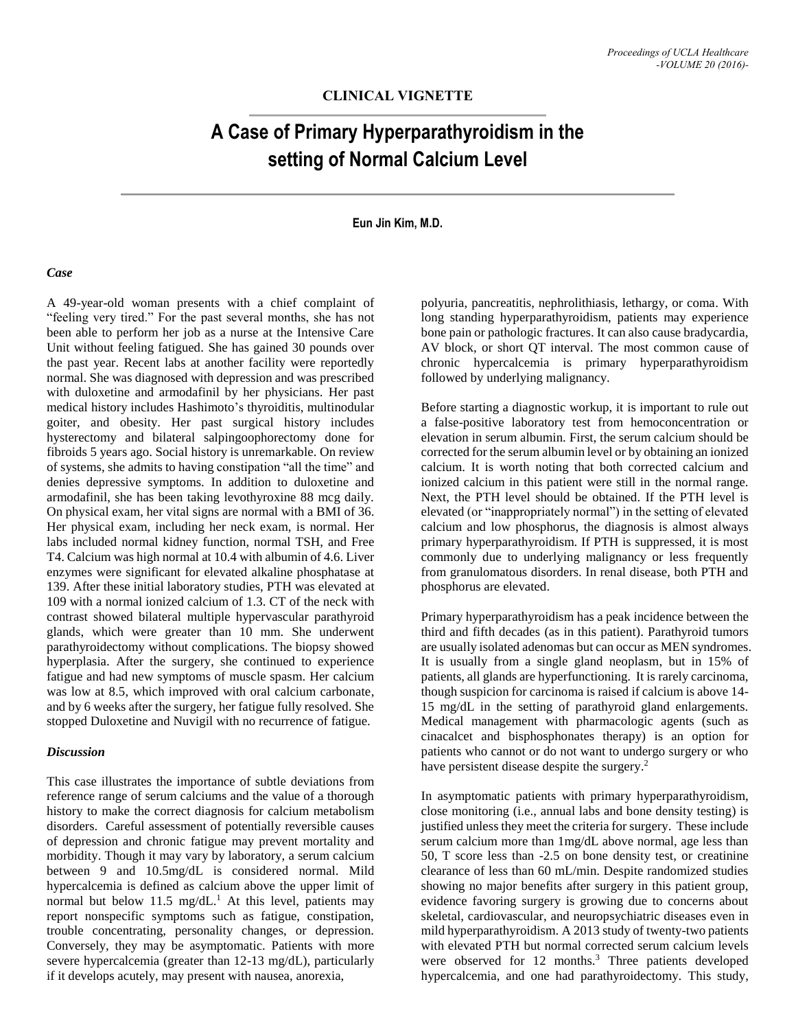CLINICAL VIGNETTE

# A Case of Primary Hyperparathyroidism in the setting of Normal Calcium Level

**Eun Jin Kim, M.D.**

### *Case*

A 49-year-old woman presents with a chief complaint of "feeling very tired." For the past several months, she has not been able to perform her job as a nurse at the Intensive Care Unit without feeling fatigued. She has gained 30 pounds over the past year. Recent labs at another facility were reportedly normal. She was diagnosed with depression and was prescribed with duloxetine and armodafinil by her physicians. Her past medical history includes Hashimoto's thyroiditis, multinodular goiter, and obesity. Her past surgical history includes hysterectomy and bilateral salpingoophorectomy done for fibroids 5 years ago. Social history is unremarkable. On review of systems, she admits to having constipation "all the time" and denies depressive symptoms. In addition to duloxetine and armodafinil, she has been taking levothyroxine 88 mcg daily. On physical exam, her vital signs are normal with a BMI of 36. Her physical exam, including her neck exam, is normal. Her labs included normal kidney function, normal TSH, and Free T4. Calcium was high normal at 10.4 with albumin of 4.6. Liver enzymes were significant for elevated alkaline phosphatase at 139. After these initial laboratory studies, PTH was elevated at 109 with a normal ionized calcium of 1.3. CT of the neck with contrast showed bilateral multiple hypervascular parathyroid glands, which were greater than 10 mm. She underwent parathyroidectomy without complications. The biopsy showed hyperplasia. After the surgery, she continued to experience fatigue and had new symptoms of muscle spasm. Her calcium was low at 8.5, which improved with oral calcium carbonate, and by 6 weeks after the surgery, her fatigue fully resolved. She stopped Duloxetine and Nuvigil with no recurrence of fatigue.

### *Discussion*

This case illustrates the importance of subtle deviations from reference range of serum calciums and the value of a thorough history to make the correct diagnosis for calcium metabolism disorders. Careful assessment of potentially reversible causes of depression and chronic fatigue may prevent mortality and morbidity. Though it may vary by laboratory, a serum calcium between 9 and 10.5mg/dL is considered normal. Mild hypercalcemia is defined as calcium above the upper limit of normal but below 11.5 mg/dL.[1] At this level, patients may report nonspecific symptoms such as fatigue, constipation, trouble concentrating, personality changes, or depression. Conversely, they may be asymptomatic. Patients with more severe hypercalcemia (greater than 12-13 mg/dL), particularly if it develops acutely, may present with nausea, anorexia, polyuria, pancreatitis, nephrolithiasis, lethargy, or coma. With long standing hyperparathyroidism, patients may experience bone pain or pathologic fractures. It can also cause bradycardia, AV block, or short QT interval. The most common cause of chronic hypercalcemia is primary hyperparathyroidism followed by underlying malignancy.

Before starting a diagnostic workup, it is important to rule out a false-positive laboratory test from hemoconcentration or elevation in serum albumin. First, the serum calcium should be corrected for the serum albumin level or by obtaining an ionized calcium. It is worth noting that both corrected calcium and ionized calcium in this patient were still in the normal range. Next, the PTH level should be obtained. If the PTH level is elevated (or "inappropriately normal") in the setting of elevated calcium and low phosphorus, the diagnosis is almost always primary hyperparathyroidism. If PTH is suppressed, it is most commonly due to underlying malignancy or less frequently from granulomatous disorders. In renal disease, both PTH and phosphorus are elevated.

Primary hyperparathyroidism has a peak incidence between the third and fifth decades (as in this patient). Parathyroid tumors are usually isolated adenomas but can occur as MEN syndromes. It is usually from a single gland neoplasm, but in 15% of patients, all glands are hyperfunctioning. It is rarely carcinoma, though suspicion for carcinoma is raised if calcium is above 14-15 mg/dL in the setting of parathyroid gland enlargements. Medical management with pharmacologic agents (such as cinacalcet and bisphosphonates therapy) is an option for patients who cannot or do not want to undergo surgery or who have persistent disease despite the surgery.[2]

In asymptomatic patients with primary hyperparathyroidism, close monitoring (i.e., annual labs and bone density testing) is justified unless they meet the criteria for surgery. These include serum calcium more than 1mg/dL above normal, age less than 50, T score less than -2.5 on bone density test, or creatinine clearance of less than 60 mL/min. Despite randomized studies showing no major benefits after surgery in this patient group, evidence favoring surgery is growing due to concerns about skeletal, cardiovascular, and neuropsychiatric diseases even in mild hyperparathyroidism. A 2013 study of twenty-two patients with elevated PTH but normal corrected serum calcium levels were observed for 12 months.[3] Three patients developed hypercalcemia, and one had parathyroidectomy. This study,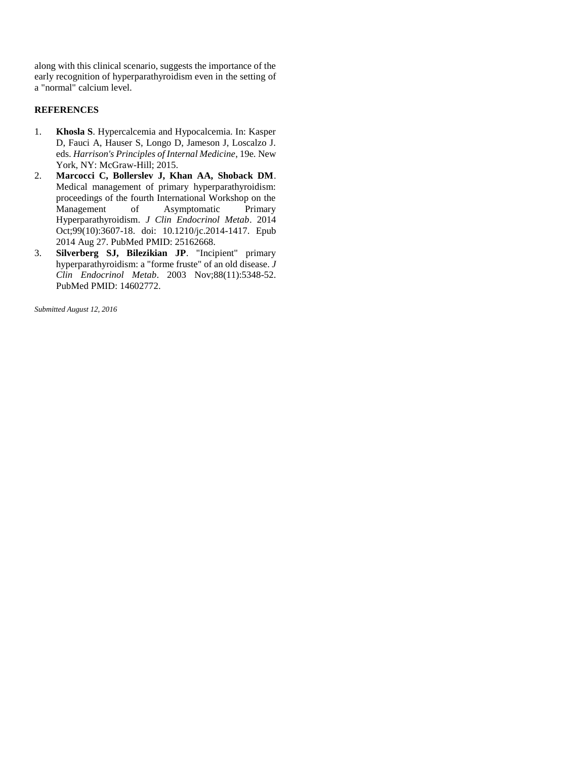along with this clinical scenario, suggests the importance of the early recognition of hyperparathyroidism even in the setting of a "normal" calcium level.

## REFERENCES

1. **Khosla S**. Hypercalcemia and Hypocalcemia. In: Kasper D, Fauci A, Hauser S, Longo D, Jameson J, Loscalzo J. eds. *Harrison's Principles of Internal Medicine*, 19e. New York, NY: McGraw-Hill; 2015.
2. **Marcocci C, Bollerslev J, Khan AA, Shoback DM**. Medical management of primary hyperparathyroidism: proceedings of the fourth International Workshop on the Management of Asymptomatic Primary Hyperparathyroidism. *J Clin Endocrinol Metab*. 2014 Oct;99(10):3607-18. doi: 10.1210/jc.2014-1417. Epub 2014 Aug 27. PubMed PMID: 25162668.
3. **Silverberg SJ, Bilezikian JP**. "Incipient" primary hyperparathyroidism: a "forme fruste" of an old disease. *J Clin Endocrinol Metab*. 2003 Nov;88(11):5348-52. PubMed PMID: 14602772.

*Submitted August 12, 2016*